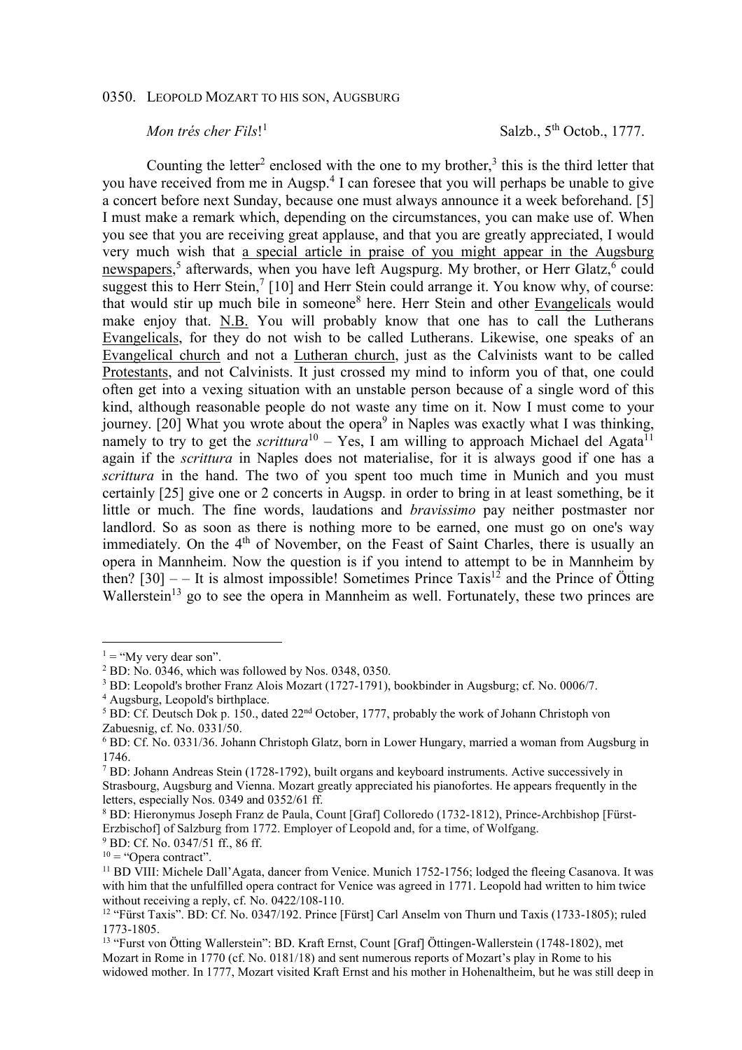0350. LEOPOLD MOZART TO HIS SON, AUGSBURG

*Mon trés cher Fils*![1] Salzb., 5th Octob., 1777.

Counting the letter[2] enclosed with the one to my brother,[3] this is the third letter that you have received from me in Augsp.[4] I can foresee that you will perhaps be unable to give a concert before next Sunday, because one must always announce it a week beforehand. [5] I must make a remark which, depending on the circumstances, you can make use of. When you see that you are receiving great applause, and that you are greatly appreciated, I would very much wish that <u>a special article in praise of you might appear in the Augsburg newspapers</u>,[5] afterwards, when you have left Augspurg. My brother, or Herr Glatz,[6] could suggest this to Herr Stein,[7] [10] and Herr Stein could arrange it. You know why, of course: that would stir up much bile in someone[8] here. Herr Stein and other <u>Evangelicals</u> would make enjoy that. <u>N.B.</u> You will probably know that one has to call the Lutherans <u>Evangelicals</u>, for they do not wish to be called Lutherans. Likewise, one speaks of an <u>Evangelical church</u> and not a <u>Lutheran church</u>, just as the Calvinists want to be called <u>Protestants</u>, and not Calvinists. It just crossed my mind to inform you of that, one could often get into a vexing situation with an unstable person because of a single word of this kind, although reasonable people do not waste any time on it. Now I must come to your journey. [20] What you wrote about the opera[9] in Naples was exactly what I was thinking, namely to try to get the *scrittura*[10] – Yes, I am willing to approach Michael del Agata[11] again if the *scrittura* in Naples does not materialise, for it is always good if one has a *scrittura* in the hand. The two of you spent too much time in Munich and you must certainly [25] give one or 2 concerts in Augsp. in order to bring in at least something, be it little or much. The fine words, laudations and *bravissimo* pay neither postmaster nor landlord. So as soon as there is nothing more to be earned, one must go on one's way immediately. On the 4th of November, on the Feast of Saint Charles, there is usually an opera in Mannheim. Now the question is if you intend to attempt to be in Mannheim by then? [30] – – It is almost impossible! Sometimes Prince Taxis[12] and the Prince of Ötting Wallerstein[13] go to see the opera in Mannheim as well. Fortunately, these two princes are

---

[1] = "My very dear son".

[2] BD: No. 0346, which was followed by Nos. 0348, 0350.

[3] BD: Leopold's brother Franz Alois Mozart (1727-1791), bookbinder in Augsburg; cf. No. 0006/7.

[4] Augsburg, Leopold's birthplace.

[5] BD: Cf. Deutsch Dok p. 150., dated 22nd October, 1777, probably the work of Johann Christoph von Zabuesnig, cf. No. 0331/50.

[6] BD: Cf. No. 0331/36. Johann Christoph Glatz, born in Lower Hungary, married a woman from Augsburg in 1746.

[7] BD: Johann Andreas Stein (1728-1792), built organs and keyboard instruments. Active successively in Strasbourg, Augsburg and Vienna. Mozart greatly appreciated his pianofortes. He appears frequently in the letters, especially Nos. 0349 and 0352/61 ff.

[8] BD: Hieronymus Joseph Franz de Paula, Count [Graf] Colloredo (1732-1812), Prince-Archbishop [Fürst-Erzbischof] of Salzburg from 1772. Employer of Leopold and, for a time, of Wolfgang.

[9] BD: Cf. No. 0347/51 ff., 86 ff.

[10] = "Opera contract".

[11] BD VIII: Michele Dall'Agata, dancer from Venice. Munich 1752-1756; lodged the fleeing Casanova. It was with him that the unfulfilled opera contract for Venice was agreed in 1771. Leopold had written to him twice without receiving a reply, cf. No. 0422/108-110.

[12] "Fürst Taxis". BD: Cf. No. 0347/192. Prince [Fürst] Carl Anselm von Thurn und Taxis (1733-1805); ruled 1773-1805.

[13] "Furst von Ötting Wallerstein": BD. Kraft Ernst, Count [Graf] Öttingen-Wallerstein (1748-1802), met Mozart in Rome in 1770 (cf. No. 0181/18) and sent numerous reports of Mozart's play in Rome to his widowed mother. In 1777, Mozart visited Kraft Ernst and his mother in Hohenaltheim, but he was still deep in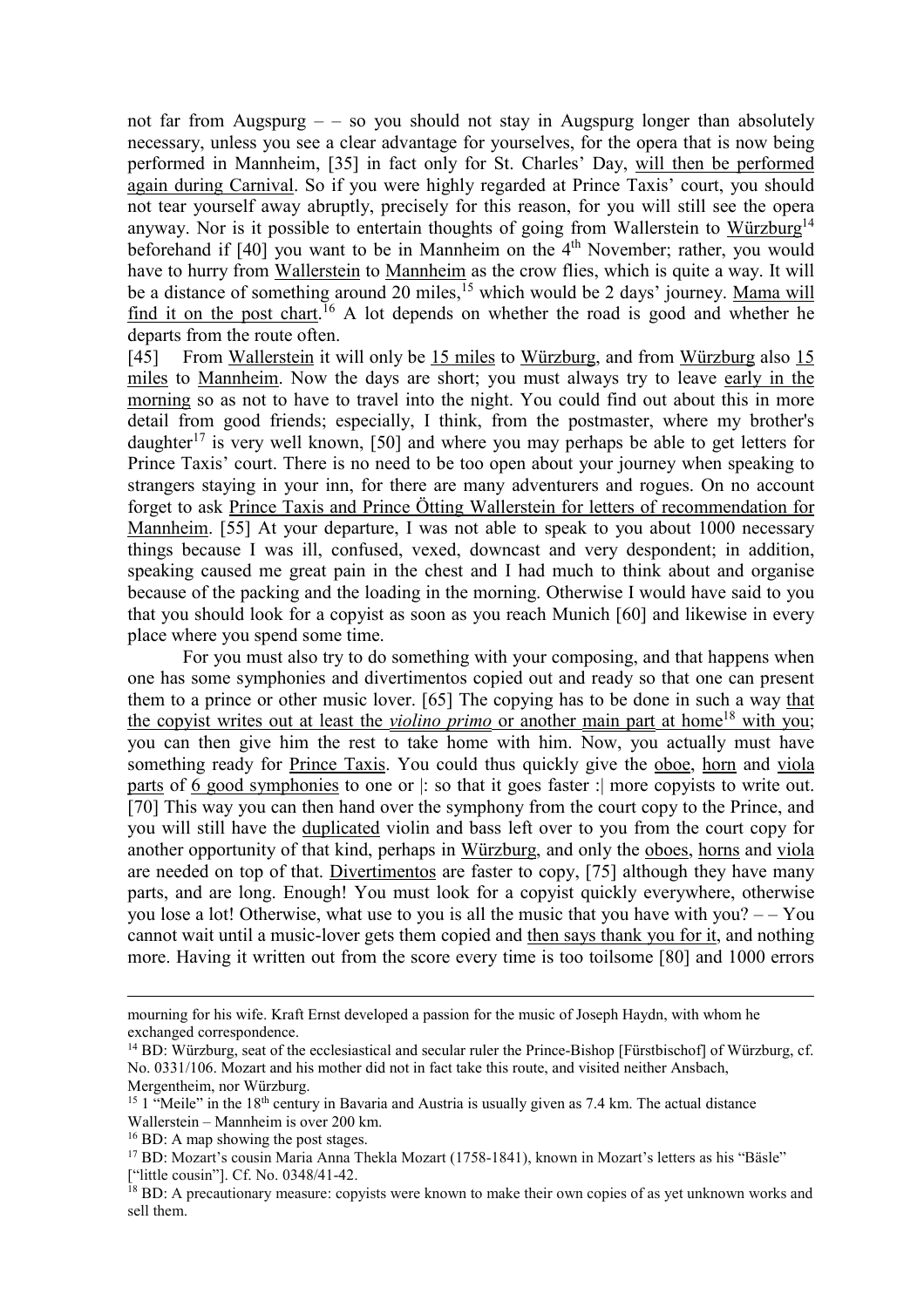not far from Augspurg – – so you should not stay in Augspurg longer than absolutely necessary, unless you see a clear advantage for yourselves, for the opera that is now being performed in Mannheim, [35] in fact only for St. Charles' Day, will then be performed again during Carnival. So if you were highly regarded at Prince Taxis' court, you should not tear yourself away abruptly, precisely for this reason, for you will still see the opera anyway. Nor is it possible to entertain thoughts of going from Wallerstein to Würzburg[14] beforehand if [40] you want to be in Mannheim on the 4th November; rather, you would have to hurry from Wallerstein to Mannheim as the crow flies, which is quite a way. It will be a distance of something around 20 miles,[15] which would be 2 days' journey. Mama will find it on the post chart.[16] A lot depends on whether the road is good and whether he departs from the route often.

[45] From Wallerstein it will only be 15 miles to Würzburg, and from Würzburg also 15 miles to Mannheim. Now the days are short; you must always try to leave early in the morning so as not to have to travel into the night. You could find out about this in more detail from good friends; especially, I think, from the postmaster, where my brother's daughter[17] is very well known, [50] and where you may perhaps be able to get letters for Prince Taxis' court. There is no need to be too open about your journey when speaking to strangers staying in your inn, for there are many adventurers and rogues. On no account forget to ask Prince Taxis and Prince Ötting Wallerstein for letters of recommendation for Mannheim. [55] At your departure, I was not able to speak to you about 1000 necessary things because I was ill, confused, vexed, downcast and very despondent; in addition, speaking caused me great pain in the chest and I had much to think about and organise because of the packing and the loading in the morning. Otherwise I would have said to you that you should look for a copyist as soon as you reach Munich [60] and likewise in every place where you spend some time.

For you must also try to do something with your composing, and that happens when one has some symphonies and divertimentos copied out and ready so that one can present them to a prince or other music lover. [65] The copying has to be done in such a way that the copyist writes out at least the *violino primo* or another main part at home[18] with you; you can then give him the rest to take home with him. Now, you actually must have something ready for Prince Taxis. You could thus quickly give the oboe, horn and viola parts of 6 good symphonies to one or |: so that it goes faster :| more copyists to write out. [70] This way you can then hand over the symphony from the court copy to the Prince, and you will still have the duplicated violin and bass left over to you from the court copy for another opportunity of that kind, perhaps in Würzburg, and only the oboes, horns and viola are needed on top of that. Divertimentos are faster to copy, [75] although they have many parts, and are long. Enough! You must look for a copyist quickly everywhere, otherwise you lose a lot! Otherwise, what use to you is all the music that you have with you? – – You cannot wait until a music-lover gets them copied and then says thank you for it, and nothing more. Having it written out from the score every time is too toilsome [80] and 1000 errors

---

mourning for his wife. Kraft Ernst developed a passion for the music of Joseph Haydn, with whom he exchanged correspondence.

[14] BD: Würzburg, seat of the ecclesiastical and secular ruler the Prince-Bishop [Fürstbischof] of Würzburg, cf. No. 0331/106. Mozart and his mother did not in fact take this route, and visited neither Ansbach, Mergentheim, nor Würzburg.

[15] 1 "Meile" in the 18th century in Bavaria and Austria is usually given as 7.4 km. The actual distance Wallerstein – Mannheim is over 200 km.

[16] BD: A map showing the post stages.

[17] BD: Mozart's cousin Maria Anna Thekla Mozart (1758-1841), known in Mozart's letters as his "Bäsle" ["little cousin"]. Cf. No. 0348/41-42.

[18] BD: A precautionary measure: copyists were known to make their own copies of as yet unknown works and sell them.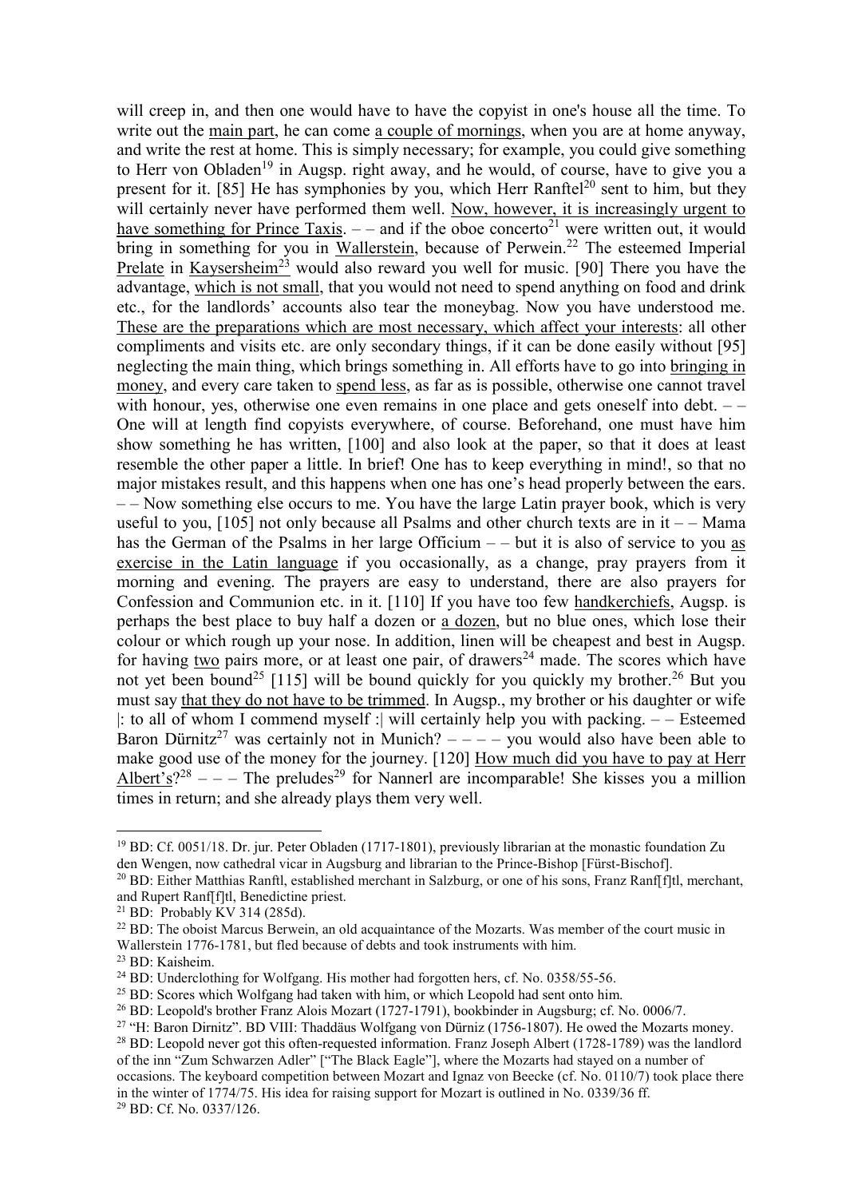will creep in, and then one would have to have the copyist in one's house all the time. To write out the main part, he can come a couple of mornings, when you are at home anyway, and write the rest at home. This is simply necessary; for example, you could give something to Herr von Obladen[19] in Augsp. right away, and he would, of course, have to give you a present for it. [85] He has symphonies by you, which Herr Ranftel[20] sent to him, but they will certainly never have performed them well. Now, however, it is increasingly urgent to have something for Prince Taxis. – – and if the oboe concerto[21] were written out, it would bring in something for you in Wallerstein, because of Perwein.[22] The esteemed Imperial Prelate in Kaysersheim[23] would also reward you well for music. [90] There you have the advantage, which is not small, that you would not need to spend anything on food and drink etc., for the landlords' accounts also tear the moneybag. Now you have understood me. These are the preparations which are most necessary, which affect your interests: all other compliments and visits etc. are only secondary things, if it can be done easily without [95] neglecting the main thing, which brings something in. All efforts have to go into bringing in money, and every care taken to spend less, as far as is possible, otherwise one cannot travel with honour, yes, otherwise one even remains in one place and gets oneself into debt. – – One will at length find copyists everywhere, of course. Beforehand, one must have him show something he has written, [100] and also look at the paper, so that it does at least resemble the other paper a little. In brief! One has to keep everything in mind!, so that no major mistakes result, and this happens when one has one's head properly between the ears. – – Now something else occurs to me. You have the large Latin prayer book, which is very useful to you, [105] not only because all Psalms and other church texts are in it – – Mama has the German of the Psalms in her large Officium – – but it is also of service to you as exercise in the Latin language if you occasionally, as a change, pray prayers from it morning and evening. The prayers are easy to understand, there are also prayers for Confession and Communion etc. in it. [110] If you have too few handkerchiefs, Augsp. is perhaps the best place to buy half a dozen or a dozen, but no blue ones, which lose their colour or which rough up your nose. In addition, linen will be cheapest and best in Augsp. for having two pairs more, or at least one pair, of drawers[24] made. The scores which have not yet been bound[25] [115] will be bound quickly for you quickly my brother.[26] But you must say that they do not have to be trimmed. In Augsp., my brother or his daughter or wife |: to all of whom I commend myself :| will certainly help you with packing. – – Esteemed Baron Dürnitz[27] was certainly not in Munich? – – – – you would also have been able to make good use of the money for the journey. [120] How much did you have to pay at Herr Albert's?[28] – – – The preludes[29] for Nannerl are incomparable! She kisses you a million times in return; and she already plays them very well.

---

[19] BD: Cf. 0051/18. Dr. jur. Peter Obladen (1717-1801), previously librarian at the monastic foundation Zu den Wengen, now cathedral vicar in Augsburg and librarian to the Prince-Bishop [Fürst-Bischof].

[20] BD: Either Matthias Ranftl, established merchant in Salzburg, or one of his sons, Franz Ranf[f]tl, merchant, and Rupert Ranf[f]tl, Benedictine priest.

[21] BD: Probably KV 314 (285d).

[22] BD: The oboist Marcus Berwein, an old acquaintance of the Mozarts. Was member of the court music in Wallerstein 1776-1781, but fled because of debts and took instruments with him.

[23] BD: Kaisheim.

[24] BD: Underclothing for Wolfgang. His mother had forgotten hers, cf. No. 0358/55-56.

[25] BD: Scores which Wolfgang had taken with him, or which Leopold had sent onto him.

[26] BD: Leopold's brother Franz Alois Mozart (1727-1791), bookbinder in Augsburg; cf. No. 0006/7.

[27] "H: Baron Dirnitz". BD VIII: Thaddäus Wolfgang von Dürniz (1756-1807). He owed the Mozarts money.

[28] BD: Leopold never got this often-requested information. Franz Joseph Albert (1728-1789) was the landlord of the inn "Zum Schwarzen Adler" ["The Black Eagle"], where the Mozarts had stayed on a number of occasions. The keyboard competition between Mozart and Ignaz von Beecke (cf. No. 0110/7) took place there in the winter of 1774/75. His idea for raising support for Mozart is outlined in No. 0339/36 ff.

[29] BD: Cf. No. 0337/126.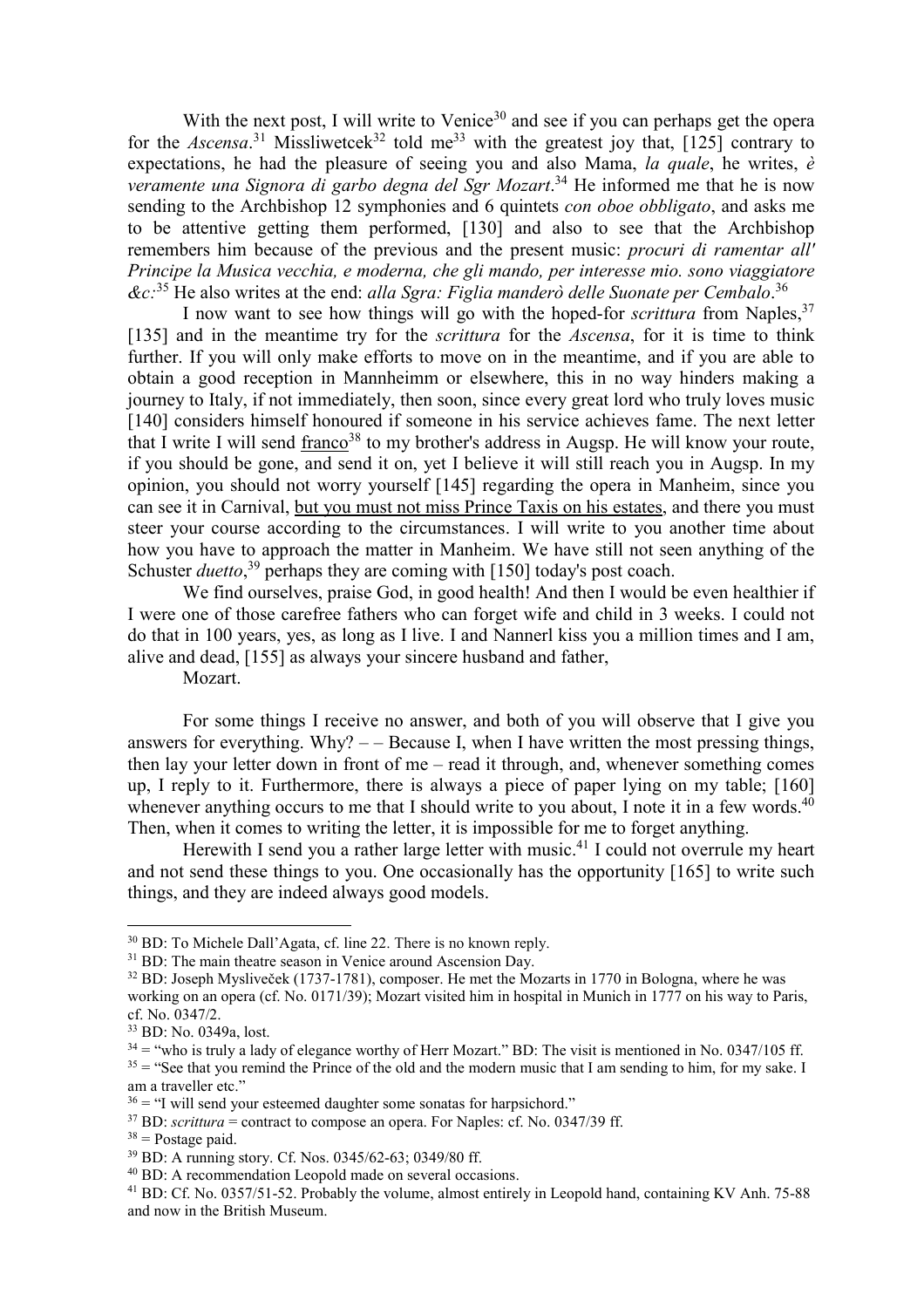With the next post, I will write to Venice[30] and see if you can perhaps get the opera for the *Ascensa*.[31] Missliwetcek[32] told me[33] with the greatest joy that, [125] contrary to expectations, he had the pleasure of seeing you and also Mama, *la quale*, he writes, *è veramente una Signora di garbo degna del Sgr Mozart*.[34] He informed me that he is now sending to the Archbishop 12 symphonies and 6 quintets *con oboe obbligato*, and asks me to be attentive getting them performed, [130] and also to see that the Archbishop remembers him because of the previous and the present music: *procuri di ramentar all' Principe la Musica vecchia, e moderna, che gli mando, per interesse mio. sono viaggiatore &c*.[35] He also writes at the end: *alla Sgra: Figlia manderò delle Suonate per Cembalo*.[36]

I now want to see how things will go with the hoped-for *scrittura* from Naples,[37] [135] and in the meantime try for the *scrittura* for the *Ascensa*, for it is time to think further. If you will only make efforts to move on in the meantime, and if you are able to obtain a good reception in Mannheimm or elsewhere, this in no way hinders making a journey to Italy, if not immediately, then soon, since every great lord who truly loves music [140] considers himself honoured if someone in his service achieves fame. The next letter that I write I will send <u>franco</u>[38] to my brother's address in Augsp. He will know your route, if you should be gone, and send it on, yet I believe it will still reach you in Augsp. In my opinion, you should not worry yourself [145] regarding the opera in Manheim, since you can see it in Carnival, <u>but you must not miss Prince Taxis on his estates</u>, and there you must steer your course according to the circumstances. I will write to you another time about how you have to approach the matter in Manheim. We have still not seen anything of the Schuster *duetto*,[39] perhaps they are coming with [150] today's post coach.

We find ourselves, praise God, in good health! And then I would be even healthier if I were one of those carefree fathers who can forget wife and child in 3 weeks. I could not do that in 100 years, yes, as long as I live. I and Nannerl kiss you a million times and I am, alive and dead, [155] as always your sincere husband and father,

Mozart.

For some things I receive no answer, and both of you will observe that I give you answers for everything. Why? – – Because I, when I have written the most pressing things, then lay your letter down in front of me – read it through, and, whenever something comes up, I reply to it. Furthermore, there is always a piece of paper lying on my table; [160] whenever anything occurs to me that I should write to you about, I note it in a few words.[40] Then, when it comes to writing the letter, it is impossible for me to forget anything.

Herewith I send you a rather large letter with music.[41] I could not overrule my heart and not send these things to you. One occasionally has the opportunity [165] to write such things, and they are indeed always good models.

---

[30] BD: To Michele Dall'Agata, cf. line 22. There is no known reply.

[31] BD: The main theatre season in Venice around Ascension Day.

[32] BD: Joseph Mysliveček (1737-1781), composer. He met the Mozarts in 1770 in Bologna, where he was working on an opera (cf. No. 0171/39); Mozart visited him in hospital in Munich in 1777 on his way to Paris, cf. No. 0347/2.

[33] BD: No. 0349a, lost.

[34] = "who is truly a lady of elegance worthy of Herr Mozart." BD: The visit is mentioned in No. 0347/105 ff.

[35] = "See that you remind the Prince of the old and the modern music that I am sending to him, for my sake. I am a traveller etc."

[36] = "I will send your esteemed daughter some sonatas for harpsichord."

[37] BD: *scrittura* = contract to compose an opera. For Naples: cf. No. 0347/39 ff.

[38] = Postage paid.

[39] BD: A running story. Cf. Nos. 0345/62-63; 0349/80 ff.

[40] BD: A recommendation Leopold made on several occasions.

[41] BD: Cf. No. 0357/51-52. Probably the volume, almost entirely in Leopold hand, containing KV Anh. 75-88 and now in the British Museum.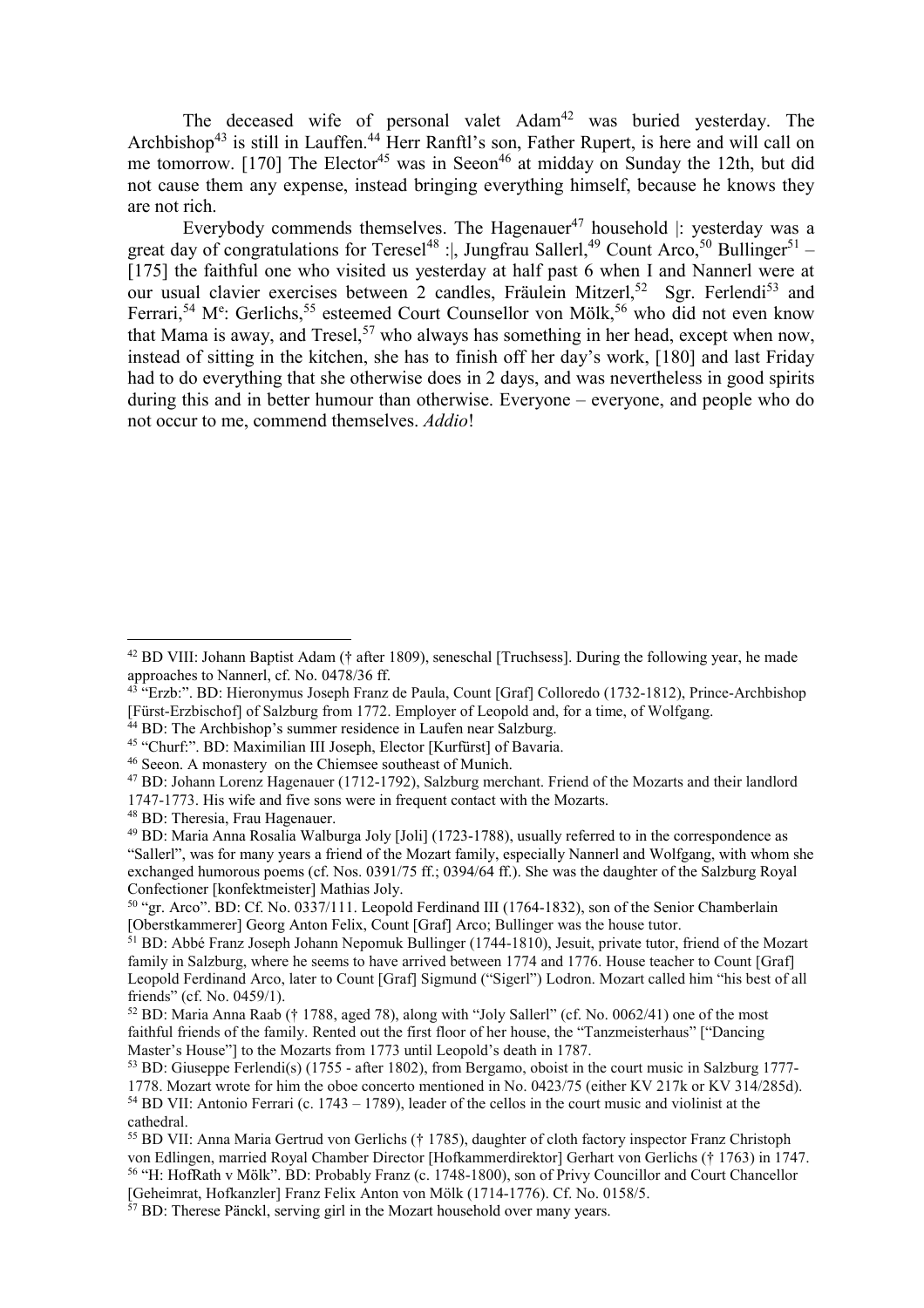The deceased wife of personal valet Adam[42] was buried yesterday. The Archbishop[43] is still in Lauffen.[44] Herr Ranftl's son, Father Rupert, is here and will call on me tomorrow. [170] The Elector[45] was in Seeon[46] at midday on Sunday the 12th, but did not cause them any expense, instead bringing everything himself, because he knows they are not rich.

Everybody commends themselves. The Hagenauer[47] household |: yesterday was a great day of congratulations for Teresel[48] :|, Jungfrau Sallerl,[49] Count Arco,[50] Bullinger[51] – [175] the faithful one who visited us yesterday at half past 6 when I and Nannerl were at our usual clavier exercises between 2 candles, Fräulein Mitzerl,[52] Sgr. Ferlendi[53] and Ferrari,[54] M^e: Gerlichs,[55] esteemed Court Counsellor von Mölk,[56] who did not even know that Mama is away, and Tresel,[57] who always has something in her head, except when now, instead of sitting in the kitchen, she has to finish off her day's work, [180] and last Friday had to do everything that she otherwise does in 2 days, and was nevertheless in good spirits during this and in better humour than otherwise. Everyone – everyone, and people who do not occur to me, commend themselves. *Addio*!

---

[42] BD VIII: Johann Baptist Adam († after 1809), seneschal [Truchsess]. During the following year, he made approaches to Nannerl, cf. No. 0478/36 ff.

[43] "Erzb:". BD: Hieronymus Joseph Franz de Paula, Count [Graf] Colloredo (1732-1812), Prince-Archbishop [Fürst-Erzbischof] of Salzburg from 1772. Employer of Leopold and, for a time, of Wolfgang.

[44] BD: The Archbishop's summer residence in Laufen near Salzburg.

[45] "Churf:". BD: Maximilian III Joseph, Elector [Kurfürst] of Bavaria.

[46] Seeon. A monastery on the Chiemsee southeast of Munich.

[47] BD: Johann Lorenz Hagenauer (1712-1792), Salzburg merchant. Friend of the Mozarts and their landlord 1747-1773. His wife and five sons were in frequent contact with the Mozarts.

[48] BD: Theresia, Frau Hagenauer.

[49] BD: Maria Anna Rosalia Walburga Joly [Joli] (1723-1788), usually referred to in the correspondence as "Sallerl", was for many years a friend of the Mozart family, especially Nannerl and Wolfgang, with whom she exchanged humorous poems (cf. Nos. 0391/75 ff.; 0394/64 ff.). She was the daughter of the Salzburg Royal Confectioner [konfektmeister] Mathias Joly.

[50] "gr. Arco". BD: Cf. No. 0337/111. Leopold Ferdinand III (1764-1832), son of the Senior Chamberlain [Oberstkammerer] Georg Anton Felix, Count [Graf] Arco; Bullinger was the house tutor.

[51] BD: Abbé Franz Joseph Johann Nepomuk Bullinger (1744-1810), Jesuit, private tutor, friend of the Mozart family in Salzburg, where he seems to have arrived between 1774 and 1776. House teacher to Count [Graf] Leopold Ferdinand Arco, later to Count [Graf] Sigmund ("Sigerl") Lodron. Mozart called him "his best of all friends" (cf. No. 0459/1).

[52] BD: Maria Anna Raab († 1788, aged 78), along with "Joly Sallerl" (cf. No. 0062/41) one of the most faithful friends of the family. Rented out the first floor of her house, the "Tanzmeisterhaus" ["Dancing Master's House"] to the Mozarts from 1773 until Leopold's death in 1787.

[53] BD: Giuseppe Ferlendi(s) (1755 - after 1802), from Bergamo, oboist in the court music in Salzburg 1777-1778. Mozart wrote for him the oboe concerto mentioned in No. 0423/75 (either KV 217k or KV 314/285d).

[54] BD VII: Antonio Ferrari (c. 1743 – 1789), leader of the cellos in the court music and violinist at the cathedral.

[55] BD VII: Anna Maria Gertrud von Gerlichs († 1785), daughter of cloth factory inspector Franz Christoph von Edlingen, married Royal Chamber Director [Hofkammerdirektor] Gerhart von Gerlichs († 1763) in 1747.

[56] "H: HofRath v Mölk". BD: Probably Franz (c. 1748-1800), son of Privy Councillor and Court Chancellor [Geheimrat, Hofkanzler] Franz Felix Anton von Mölk (1714-1776). Cf. No. 0158/5.

[57] BD: Therese Pänckl, serving girl in the Mozart household over many years.